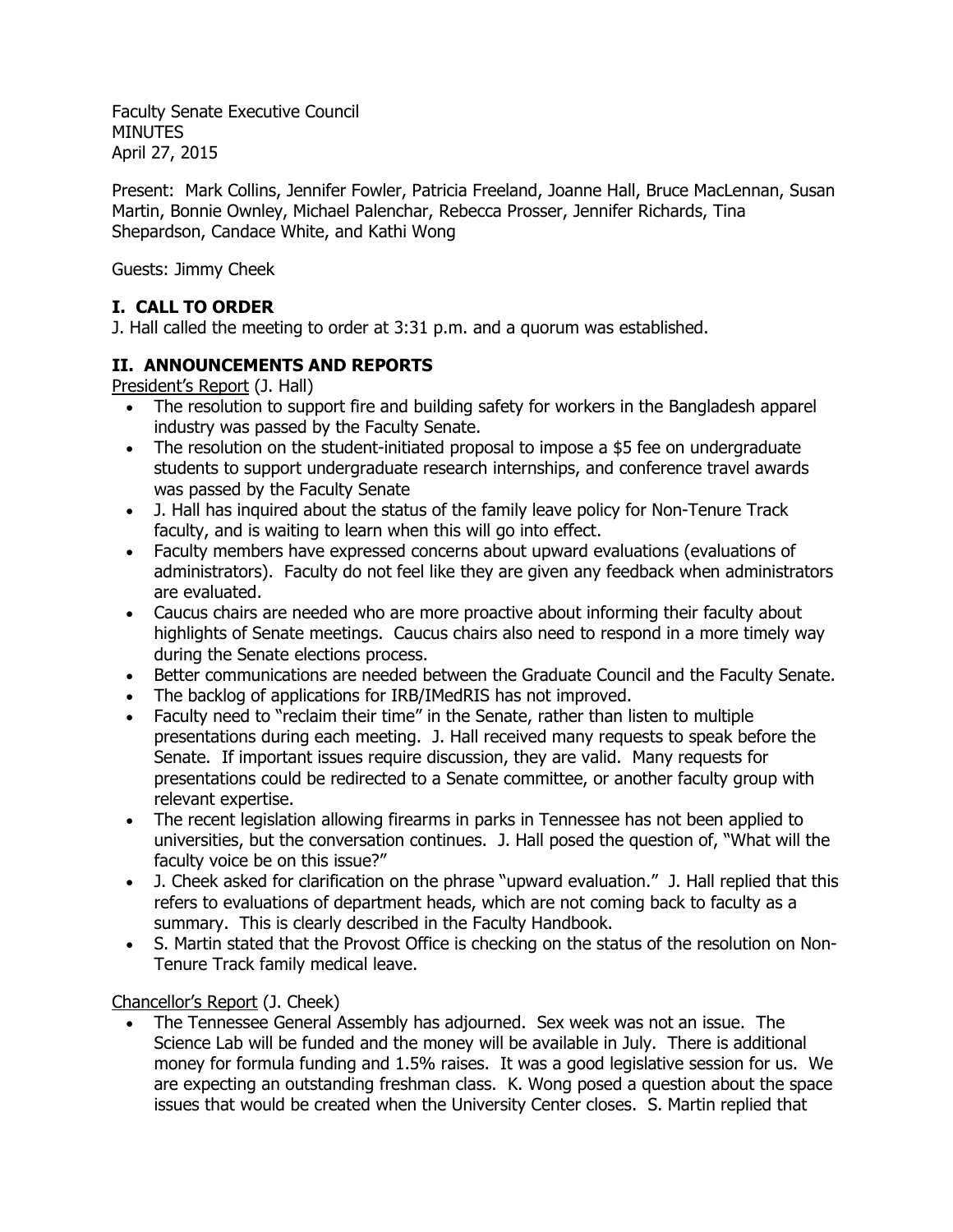Faculty Senate Executive Council
MINUTES
April 27, 2015

Present: Mark Collins, Jennifer Fowler, Patricia Freeland, Joanne Hall, Bruce MacLennan, Susan Martin, Bonnie Ownley, Michael Palenchar, Rebecca Prosser, Jennifer Richards, Tina Shepardson, Candace White, and Kathi Wong

Guests: Jimmy Cheek

## I. CALL TO ORDER

J. Hall called the meeting to order at 3:31 p.m. and a quorum was established.

## II. ANNOUNCEMENTS AND REPORTS

President's Report (J. Hall)

- The resolution to support fire and building safety for workers in the Bangladesh apparel industry was passed by the Faculty Senate.
- The resolution on the student-initiated proposal to impose a $5 fee on undergraduate students to support undergraduate research internships, and conference travel awards was passed by the Faculty Senate
- J. Hall has inquired about the status of the family leave policy for Non-Tenure Track faculty, and is waiting to learn when this will go into effect.
- Faculty members have expressed concerns about upward evaluations (evaluations of administrators). Faculty do not feel like they are given any feedback when administrators are evaluated.
- Caucus chairs are needed who are more proactive about informing their faculty about highlights of Senate meetings. Caucus chairs also need to respond in a more timely way during the Senate elections process.
- Better communications are needed between the Graduate Council and the Faculty Senate.
- The backlog of applications for IRB/IMedRIS has not improved.
- Faculty need to "reclaim their time" in the Senate, rather than listen to multiple presentations during each meeting. J. Hall received many requests to speak before the Senate. If important issues require discussion, they are valid. Many requests for presentations could be redirected to a Senate committee, or another faculty group with relevant expertise.
- The recent legislation allowing firearms in parks in Tennessee has not been applied to universities, but the conversation continues. J. Hall posed the question of, "What will the faculty voice be on this issue?"
- J. Cheek asked for clarification on the phrase "upward evaluation." J. Hall replied that this refers to evaluations of department heads, which are not coming back to faculty as a summary. This is clearly described in the Faculty Handbook.
- S. Martin stated that the Provost Office is checking on the status of the resolution on Non-Tenure Track family medical leave.

Chancellor's Report (J. Cheek)

- The Tennessee General Assembly has adjourned. Sex week was not an issue. The Science Lab will be funded and the money will be available in July. There is additional money for formula funding and 1.5% raises. It was a good legislative session for us. We are expecting an outstanding freshman class. K. Wong posed a question about the space issues that would be created when the University Center closes. S. Martin replied that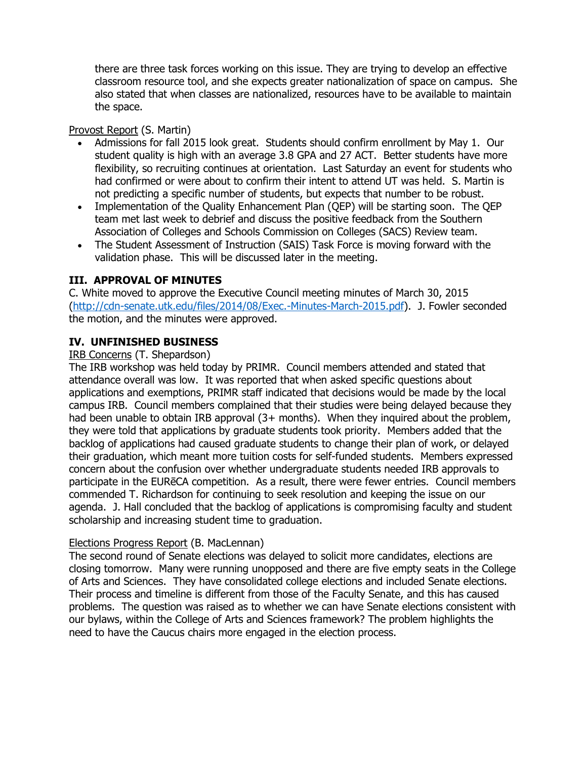there are three task forces working on this issue. They are trying to develop an effective classroom resource tool, and she expects greater nationalization of space on campus. She also stated that when classes are nationalized, resources have to be available to maintain the space.

Provost Report (S. Martin)

- Admissions for fall 2015 look great. Students should confirm enrollment by May 1. Our student quality is high with an average 3.8 GPA and 27 ACT. Better students have more flexibility, so recruiting continues at orientation. Last Saturday an event for students who had confirmed or were about to confirm their intent to attend UT was held. S. Martin is not predicting a specific number of students, but expects that number to be robust.
- Implementation of the Quality Enhancement Plan (QEP) will be starting soon. The QEP team met last week to debrief and discuss the positive feedback from the Southern Association of Colleges and Schools Commission on Colleges (SACS) Review team.
- The Student Assessment of Instruction (SAIS) Task Force is moving forward with the validation phase. This will be discussed later in the meeting.

## III. APPROVAL OF MINUTES

C. White moved to approve the Executive Council meeting minutes of March 30, 2015 (http://cdn-senate.utk.edu/files/2014/08/Exec.-Minutes-March-2015.pdf). J. Fowler seconded the motion, and the minutes were approved.

## IV. UNFINISHED BUSINESS

IRB Concerns (T. Shepardson)

The IRB workshop was held today by PRIMR. Council members attended and stated that attendance overall was low. It was reported that when asked specific questions about applications and exemptions, PRIMR staff indicated that decisions would be made by the local campus IRB. Council members complained that their studies were being delayed because they had been unable to obtain IRB approval (3+ months). When they inquired about the problem, they were told that applications by graduate students took priority. Members added that the backlog of applications had caused graduate students to change their plan of work, or delayed their graduation, which meant more tuition costs for self-funded students. Members expressed concern about the confusion over whether undergraduate students needed IRB approvals to participate in the EURēCA competition. As a result, there were fewer entries. Council members commended T. Richardson for continuing to seek resolution and keeping the issue on our agenda. J. Hall concluded that the backlog of applications is compromising faculty and student scholarship and increasing student time to graduation.

Elections Progress Report (B. MacLennan)

The second round of Senate elections was delayed to solicit more candidates, elections are closing tomorrow. Many were running unopposed and there are five empty seats in the College of Arts and Sciences. They have consolidated college elections and included Senate elections. Their process and timeline is different from those of the Faculty Senate, and this has caused problems. The question was raised as to whether we can have Senate elections consistent with our bylaws, within the College of Arts and Sciences framework? The problem highlights the need to have the Caucus chairs more engaged in the election process.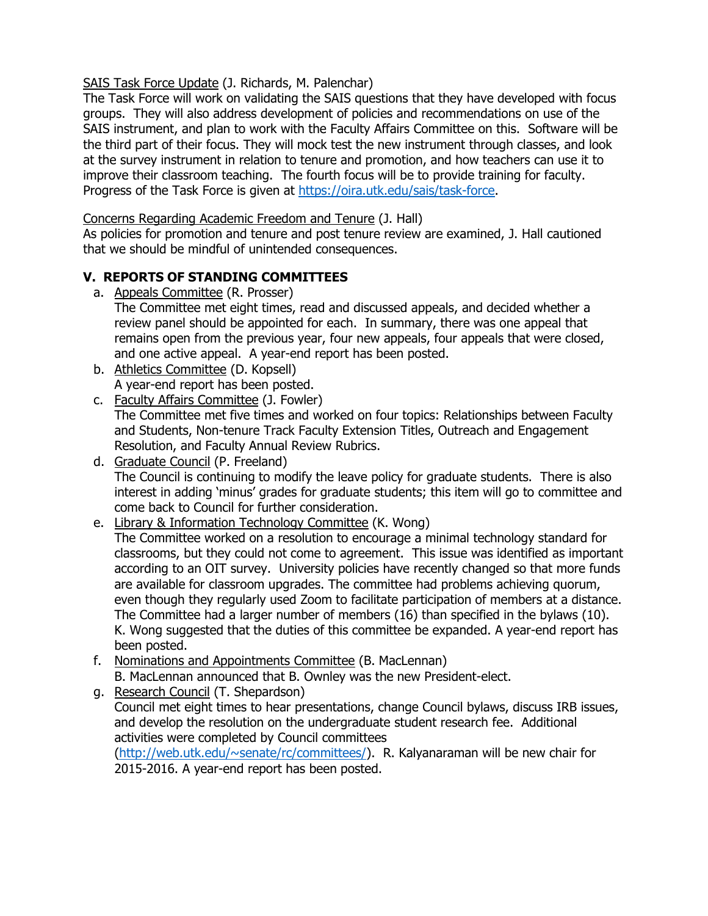SAIS Task Force Update (J. Richards, M. Palenchar)
The Task Force will work on validating the SAIS questions that they have developed with focus groups. They will also address development of policies and recommendations on use of the SAIS instrument, and plan to work with the Faculty Affairs Committee on this. Software will be the third part of their focus. They will mock test the new instrument through classes, and look at the survey instrument in relation to tenure and promotion, and how teachers can use it to improve their classroom teaching. The fourth focus will be to provide training for faculty. Progress of the Task Force is given at https://oira.utk.edu/sais/task-force.

Concerns Regarding Academic Freedom and Tenure (J. Hall)
As policies for promotion and tenure and post tenure review are examined, J. Hall cautioned that we should be mindful of unintended consequences.

## V. REPORTS OF STANDING COMMITTEES

a. Appeals Committee (R. Prosser)
The Committee met eight times, read and discussed appeals, and decided whether a review panel should be appointed for each. In summary, there was one appeal that remains open from the previous year, four new appeals, four appeals that were closed, and one active appeal. A year-end report has been posted.

b. Athletics Committee (D. Kopsell)
A year-end report has been posted.

c. Faculty Affairs Committee (J. Fowler)
The Committee met five times and worked on four topics: Relationships between Faculty and Students, Non-tenure Track Faculty Extension Titles, Outreach and Engagement Resolution, and Faculty Annual Review Rubrics.

d. Graduate Council (P. Freeland)
The Council is continuing to modify the leave policy for graduate students. There is also interest in adding 'minus' grades for graduate students; this item will go to committee and come back to Council for further consideration.

e. Library & Information Technology Committee (K. Wong)
The Committee worked on a resolution to encourage a minimal technology standard for classrooms, but they could not come to agreement. This issue was identified as important according to an OIT survey. University policies have recently changed so that more funds are available for classroom upgrades. The committee had problems achieving quorum, even though they regularly used Zoom to facilitate participation of members at a distance. The Committee had a larger number of members (16) than specified in the bylaws (10). K. Wong suggested that the duties of this committee be expanded. A year-end report has been posted.

f. Nominations and Appointments Committee (B. MacLennan)
B. MacLennan announced that B. Ownley was the new President-elect.

g. Research Council (T. Shepardson)
Council met eight times to hear presentations, change Council bylaws, discuss IRB issues, and develop the resolution on the undergraduate student research fee. Additional activities were completed by Council committees (http://web.utk.edu/~senate/rc/committees/). R. Kalyanaraman will be new chair for 2015-2016. A year-end report has been posted.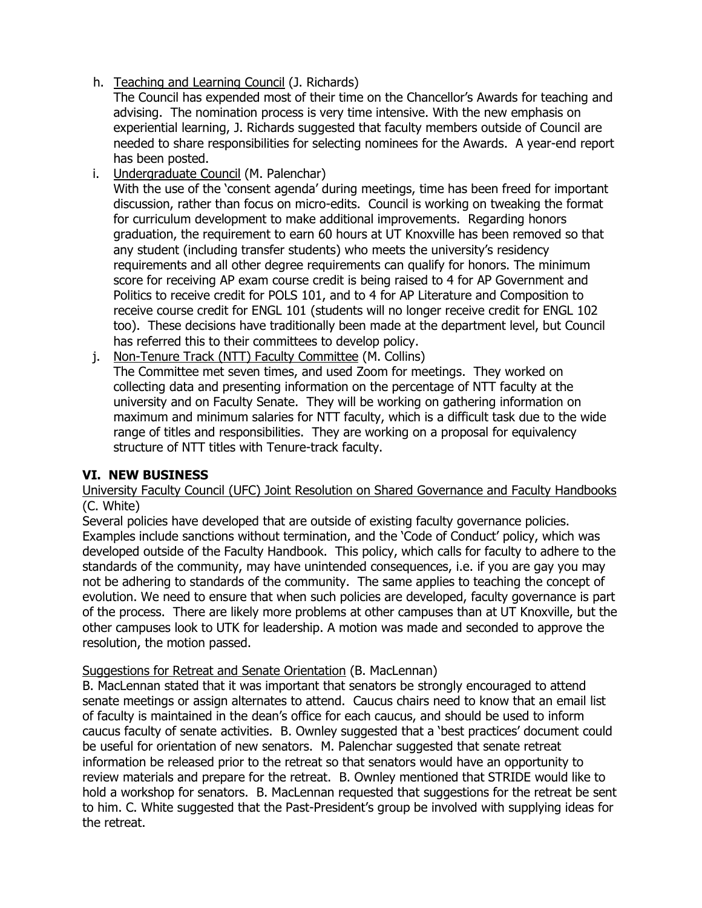h. Teaching and Learning Council (J. Richards)
   The Council has expended most of their time on the Chancellor's Awards for teaching and advising. The nomination process is very time intensive. With the new emphasis on experiential learning, J. Richards suggested that faculty members outside of Council are needed to share responsibilities for selecting nominees for the Awards. A year-end report has been posted.
i. Undergraduate Council (M. Palenchar)
   With the use of the 'consent agenda' during meetings, time has been freed for important discussion, rather than focus on micro-edits. Council is working on tweaking the format for curriculum development to make additional improvements. Regarding honors graduation, the requirement to earn 60 hours at UT Knoxville has been removed so that any student (including transfer students) who meets the university's residency requirements and all other degree requirements can qualify for honors. The minimum score for receiving AP exam course credit is being raised to 4 for AP Government and Politics to receive credit for POLS 101, and to 4 for AP Literature and Composition to receive course credit for ENGL 101 (students will no longer receive credit for ENGL 102 too). These decisions have traditionally been made at the department level, but Council has referred this to their committees to develop policy.
j. Non-Tenure Track (NTT) Faculty Committee (M. Collins)
   The Committee met seven times, and used Zoom for meetings. They worked on collecting data and presenting information on the percentage of NTT faculty at the university and on Faculty Senate. They will be working on gathering information on maximum and minimum salaries for NTT faculty, which is a difficult task due to the wide range of titles and responsibilities. They are working on a proposal for equivalency structure of NTT titles with Tenure-track faculty.

## VI. NEW BUSINESS

University Faculty Council (UFC) Joint Resolution on Shared Governance and Faculty Handbooks (C. White)

Several policies have developed that are outside of existing faculty governance policies. Examples include sanctions without termination, and the 'Code of Conduct' policy, which was developed outside of the Faculty Handbook. This policy, which calls for faculty to adhere to the standards of the community, may have unintended consequences, i.e. if you are gay you may not be adhering to standards of the community. The same applies to teaching the concept of evolution. We need to ensure that when such policies are developed, faculty governance is part of the process. There are likely more problems at other campuses than at UT Knoxville, but the other campuses look to UTK for leadership. A motion was made and seconded to approve the resolution, the motion passed.

Suggestions for Retreat and Senate Orientation (B. MacLennan)

B. MacLennan stated that it was important that senators be strongly encouraged to attend senate meetings or assign alternates to attend. Caucus chairs need to know that an email list of faculty is maintained in the dean's office for each caucus, and should be used to inform caucus faculty of senate activities. B. Ownley suggested that a 'best practices' document could be useful for orientation of new senators. M. Palenchar suggested that senate retreat information be released prior to the retreat so that senators would have an opportunity to review materials and prepare for the retreat. B. Ownley mentioned that STRIDE would like to hold a workshop for senators. B. MacLennan requested that suggestions for the retreat be sent to him. C. White suggested that the Past-President's group be involved with supplying ideas for the retreat.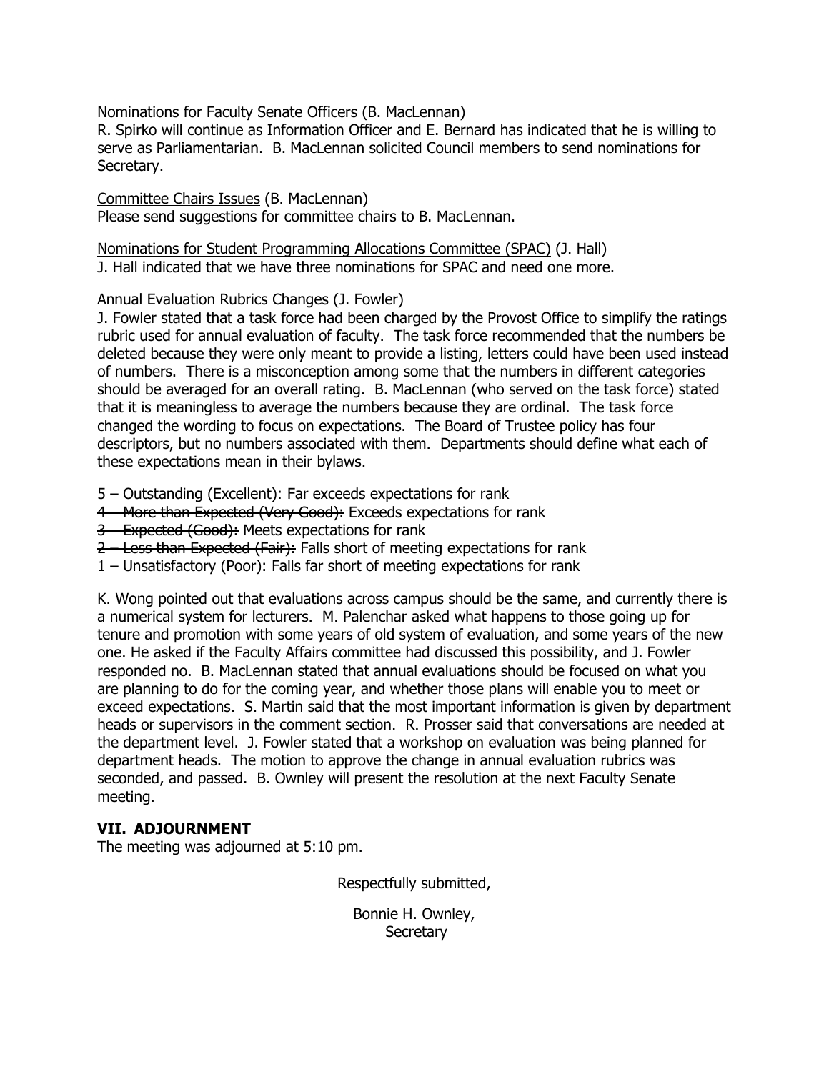Nominations for Faculty Senate Officers (B. MacLennan)

R. Spirko will continue as Information Officer and E. Bernard has indicated that he is willing to serve as Parliamentarian. B. MacLennan solicited Council members to send nominations for Secretary.

Committee Chairs Issues (B. MacLennan)

Please send suggestions for committee chairs to B. MacLennan.

Nominations for Student Programming Allocations Committee (SPAC) (J. Hall)

J. Hall indicated that we have three nominations for SPAC and need one more.

Annual Evaluation Rubrics Changes (J. Fowler)

J. Fowler stated that a task force had been charged by the Provost Office to simplify the ratings rubric used for annual evaluation of faculty. The task force recommended that the numbers be deleted because they were only meant to provide a listing, letters could have been used instead of numbers. There is a misconception among some that the numbers in different categories should be averaged for an overall rating. B. MacLennan (who served on the task force) stated that it is meaningless to average the numbers because they are ordinal. The task force changed the wording to focus on expectations. The Board of Trustee policy has four descriptors, but no numbers associated with them. Departments should define what each of these expectations mean in their bylaws.

~~5 – Outstanding (Excellent):~~ Far exceeds expectations for rank
~~4 – More than Expected (Very Good):~~ Exceeds expectations for rank
~~3 – Expected (Good):~~ Meets expectations for rank
~~2 – Less than Expected (Fair):~~ Falls short of meeting expectations for rank
~~1 – Unsatisfactory (Poor):~~ Falls far short of meeting expectations for rank

K. Wong pointed out that evaluations across campus should be the same, and currently there is a numerical system for lecturers. M. Palenchar asked what happens to those going up for tenure and promotion with some years of old system of evaluation, and some years of the new one. He asked if the Faculty Affairs committee had discussed this possibility, and J. Fowler responded no. B. MacLennan stated that annual evaluations should be focused on what you are planning to do for the coming year, and whether those plans will enable you to meet or exceed expectations. S. Martin said that the most important information is given by department heads or supervisors in the comment section. R. Prosser said that conversations are needed at the department level. J. Fowler stated that a workshop on evaluation was being planned for department heads. The motion to approve the change in annual evaluation rubrics was seconded, and passed. B. Ownley will present the resolution at the next Faculty Senate meeting.

**VII. ADJOURNMENT**

The meeting was adjourned at 5:10 pm.

Respectfully submitted,

Bonnie H. Ownley,
Secretary